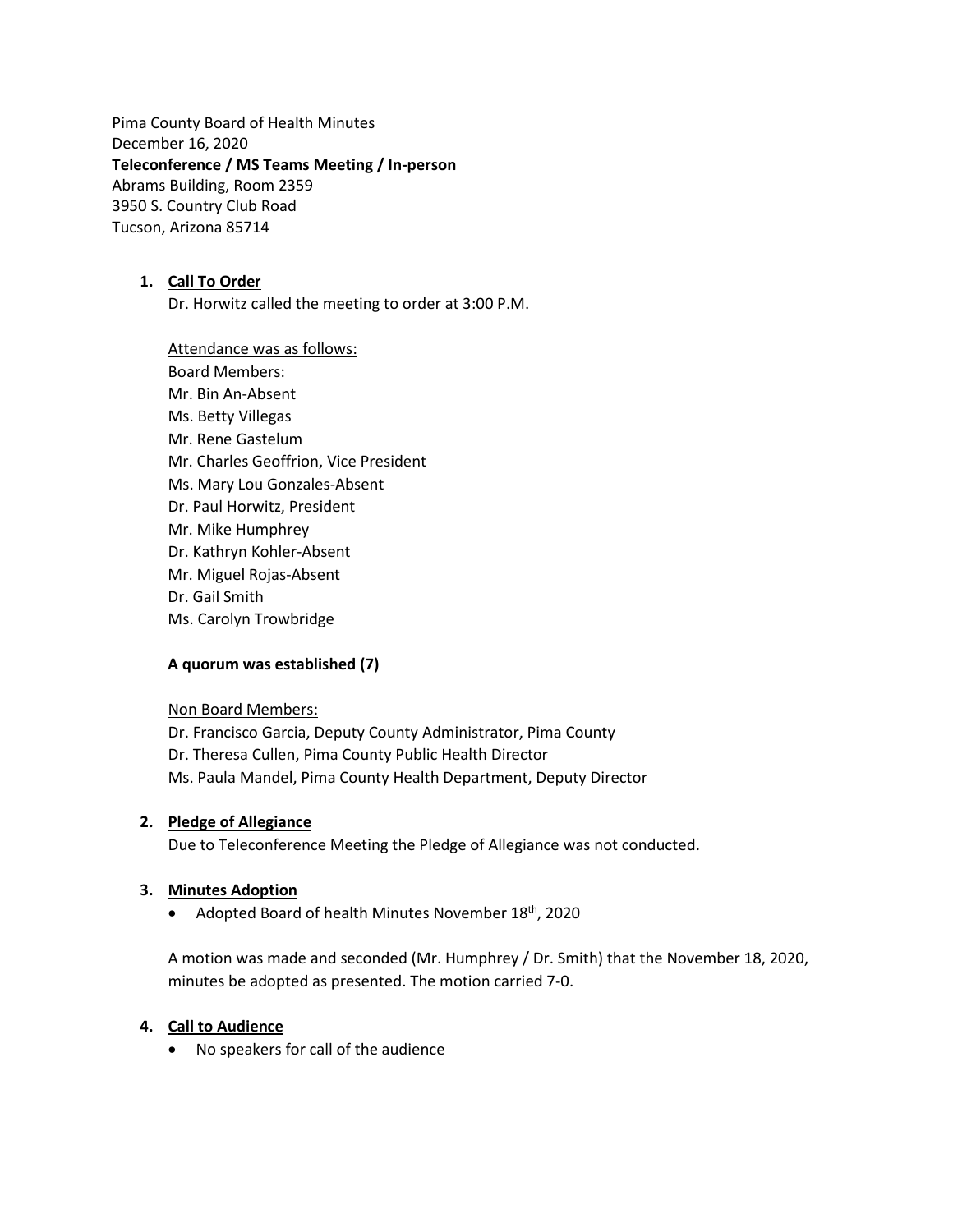Pima County Board of Health Minutes
December 16, 2020
**Teleconference / MS Teams Meeting / In-person**
Abrams Building, Room 2359
3950 S. Country Club Road
Tucson, Arizona 85714

1. **Call To Order**

   Dr. Horwitz called the meeting to order at 3:00 P.M.

   Attendance was as follows:
   Board Members:
   Mr. Bin An-Absent
   Ms. Betty Villegas
   Mr. Rene Gastelum
   Mr. Charles Geoffrion, Vice President
   Ms. Mary Lou Gonzales-Absent
   Dr. Paul Horwitz, President
   Mr. Mike Humphrey
   Dr. Kathryn Kohler-Absent
   Mr. Miguel Rojas-Absent
   Dr. Gail Smith
   Ms. Carolyn Trowbridge

   **A quorum was established (7)**

   Non Board Members:
   Dr. Francisco Garcia, Deputy County Administrator, Pima County
   Dr. Theresa Cullen, Pima County Public Health Director
   Ms. Paula Mandel, Pima County Health Department, Deputy Director

2. **Pledge of Allegiance**

   Due to Teleconference Meeting the Pledge of Allegiance was not conducted.

3. **Minutes Adoption**

   - Adopted Board of health Minutes November 18th, 2020

   A motion was made and seconded (Mr. Humphrey / Dr. Smith) that the November 18, 2020, minutes be adopted as presented. The motion carried 7-0.

4. **Call to Audience**

   - No speakers for call of the audience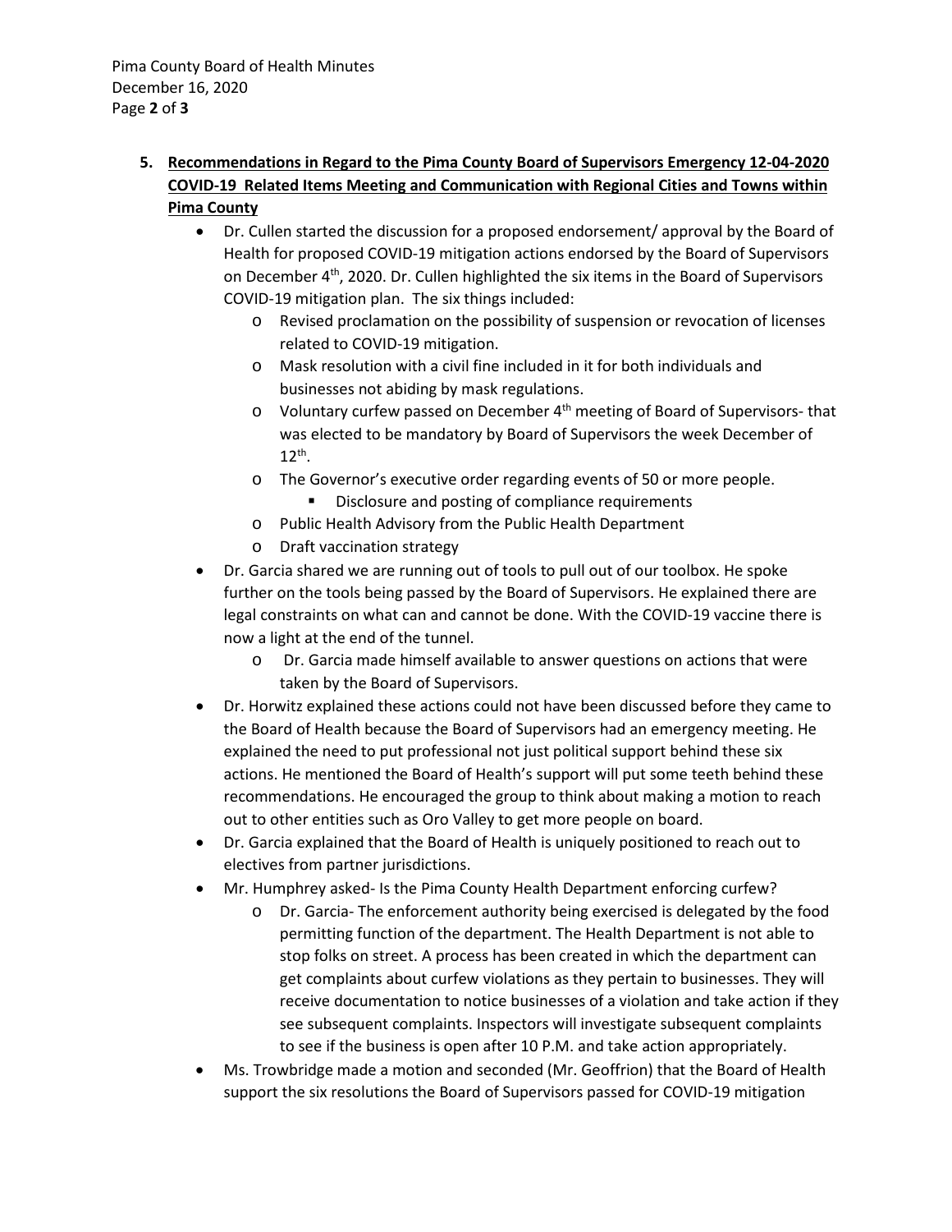5. **<u>Recommendations in Regard to the Pima County Board of Supervisors Emergency 12-04-2020 COVID-19 Related Items Meeting and Communication with Regional Cities and Towns within Pima County</u>**

- Dr. Cullen started the discussion for a proposed endorsement/ approval by the Board of Health for proposed COVID-19 mitigation actions endorsed by the Board of Supervisors on December 4th, 2020. Dr. Cullen highlighted the six items in the Board of Supervisors COVID-19 mitigation plan. The six things included:
  - Revised proclamation on the possibility of suspension or revocation of licenses related to COVID-19 mitigation.
  - Mask resolution with a civil fine included in it for both individuals and businesses not abiding by mask regulations.
  - Voluntary curfew passed on December 4th meeting of Board of Supervisors- that was elected to be mandatory by Board of Supervisors the week December of 12th.
  - The Governor's executive order regarding events of 50 or more people.
    - Disclosure and posting of compliance requirements
  - Public Health Advisory from the Public Health Department
  - Draft vaccination strategy
- Dr. Garcia shared we are running out of tools to pull out of our toolbox. He spoke further on the tools being passed by the Board of Supervisors. He explained there are legal constraints on what can and cannot be done. With the COVID-19 vaccine there is now a light at the end of the tunnel.
  - Dr. Garcia made himself available to answer questions on actions that were taken by the Board of Supervisors.
- Dr. Horwitz explained these actions could not have been discussed before they came to the Board of Health because the Board of Supervisors had an emergency meeting. He explained the need to put professional not just political support behind these six actions. He mentioned the Board of Health's support will put some teeth behind these recommendations. He encouraged the group to think about making a motion to reach out to other entities such as Oro Valley to get more people on board.
- Dr. Garcia explained that the Board of Health is uniquely positioned to reach out to electives from partner jurisdictions.
- Mr. Humphrey asked- Is the Pima County Health Department enforcing curfew?
  - Dr. Garcia- The enforcement authority being exercised is delegated by the food permitting function of the department. The Health Department is not able to stop folks on street. A process has been created in which the department can get complaints about curfew violations as they pertain to businesses. They will receive documentation to notice businesses of a violation and take action if they see subsequent complaints. Inspectors will investigate subsequent complaints to see if the business is open after 10 P.M. and take action appropriately.
- Ms. Trowbridge made a motion and seconded (Mr. Geoffrion) that the Board of Health support the six resolutions the Board of Supervisors passed for COVID-19 mitigation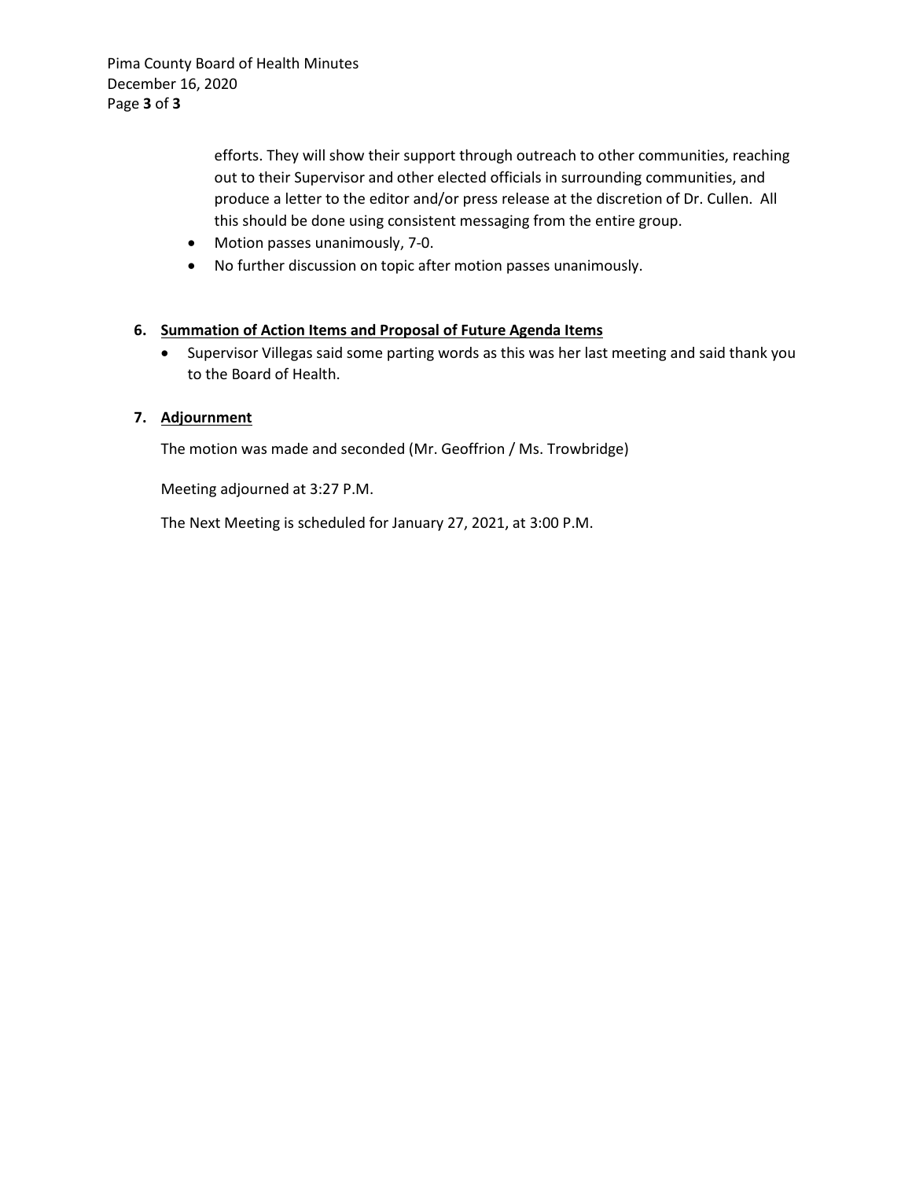efforts. They will show their support through outreach to other communities, reaching out to their Supervisor and other elected officials in surrounding communities, and produce a letter to the editor and/or press release at the discretion of Dr. Cullen. All this should be done using consistent messaging from the entire group.

- Motion passes unanimously, 7-0.
- No further discussion on topic after motion passes unanimously.

**6. <u>Summation of Action Items and Proposal of Future Agenda Items</u>**

- Supervisor Villegas said some parting words as this was her last meeting and said thank you to the Board of Health.

**7. <u>Adjournment</u>**

The motion was made and seconded (Mr. Geoffrion / Ms. Trowbridge)

Meeting adjourned at 3:27 P.M.

The Next Meeting is scheduled for January 27, 2021, at 3:00 P.M.